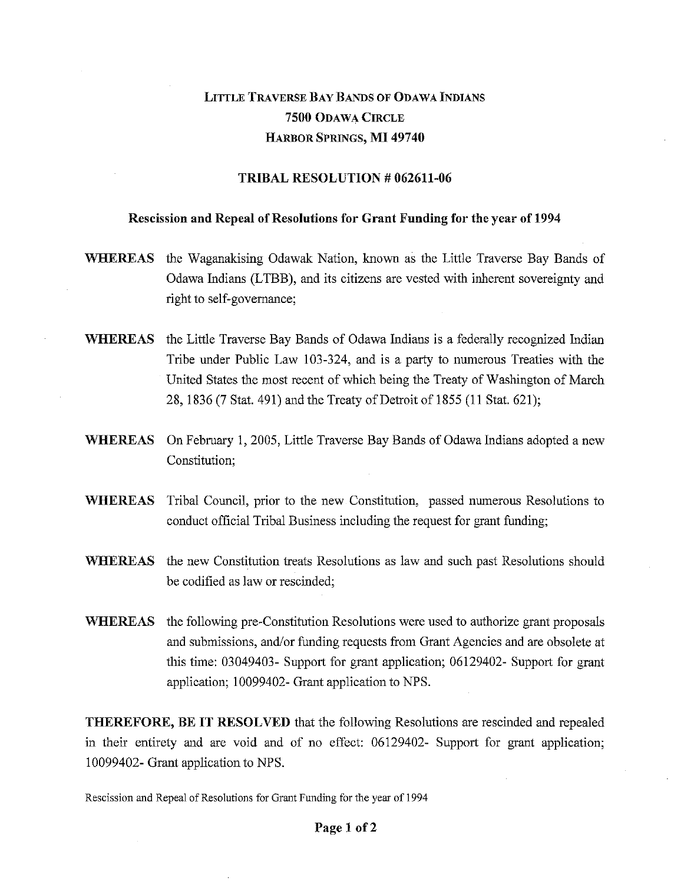# LITTLE TRAVERSE BAY BANDS OF ODAWA INDIANS
## 7500 ODAWA CIRCLE
## HARBOR SPRINGS, MI 49740

## TRIBAL RESOLUTION # 062611-06

### Rescission and Repeal of Resolutions for Grant Funding for the year of 1994

**WHEREAS** the Waganakising Odawak Nation, known as the Little Traverse Bay Bands of Odawa Indians (LTBB), and its citizens are vested with inherent sovereignty and right to self-governance;

**WHEREAS** the Little Traverse Bay Bands of Odawa Indians is a federally recognized Indian Tribe under Public Law 103-324, and is a party to numerous Treaties with the United States the most recent of which being the Treaty of Washington of March 28, 1836 (7 Stat. 491) and the Treaty of Detroit of 1855 (11 Stat. 621);

**WHEREAS** On February 1, 2005, Little Traverse Bay Bands of Odawa Indians adopted a new Constitution;

**WHEREAS** Tribal Council, prior to the new Constitution, passed numerous Resolutions to conduct official Tribal Business including the request for grant funding;

**WHEREAS** the new Constitution treats Resolutions as law and such past Resolutions should be codified as law or rescinded;

**WHEREAS** the following pre-Constitution Resolutions were used to authorize grant proposals and submissions, and/or funding requests from Grant Agencies and are obsolete at this time: 03049403- Support for grant application; 06129402- Support for grant application; 10099402- Grant application to NPS.

**THEREFORE, BE IT RESOLVED** that the following Resolutions are rescinded and repealed in their entirety and are void and of no effect: 06129402- Support for grant application; 10099402- Grant application to NPS.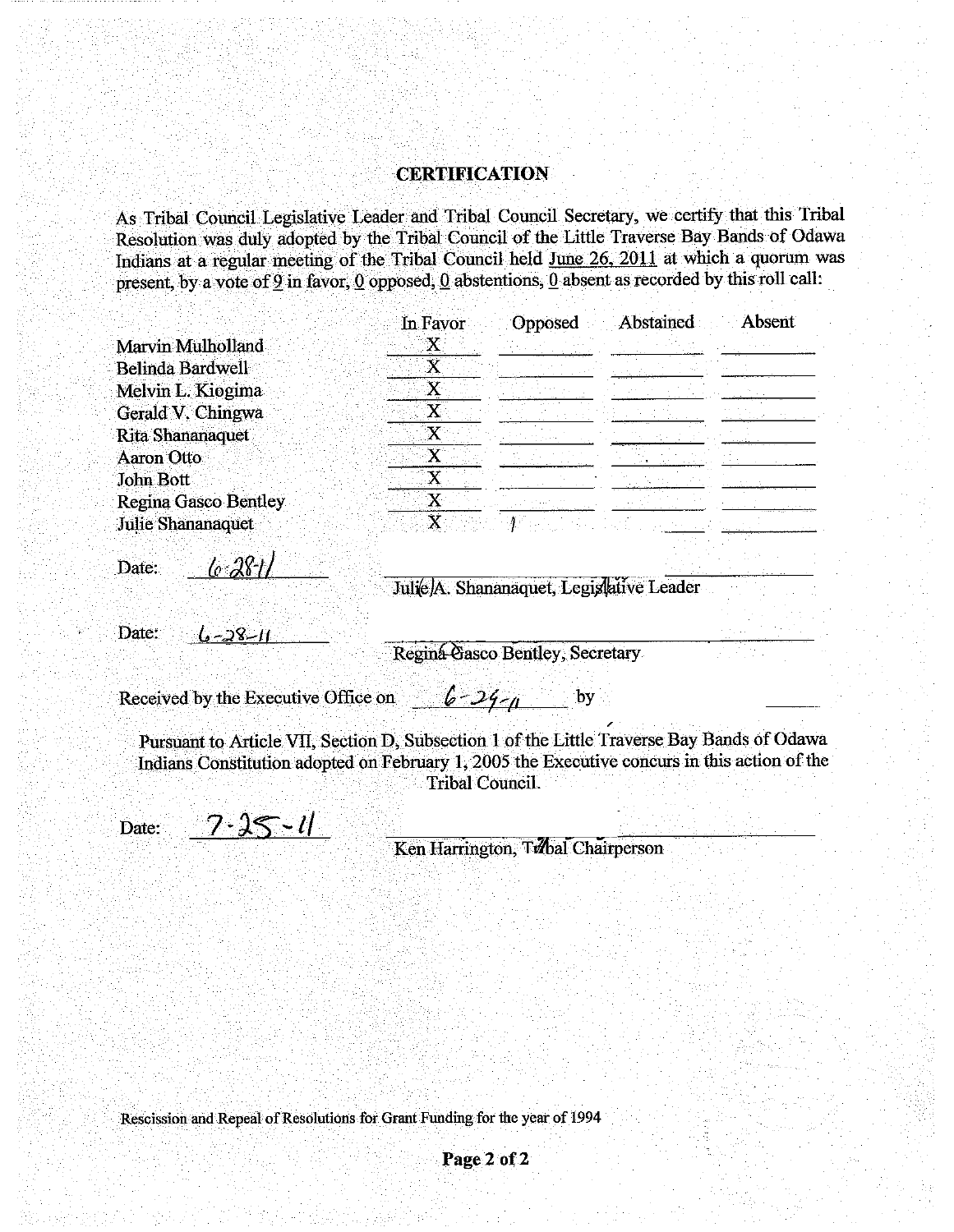## CERTIFICATION

As Tribal Council Legislative Leader and Tribal Council Secretary, we certify that this Tribal Resolution was duly adopted by the Tribal Council of the Little Traverse Bay Bands of Odawa Indians at a regular meeting of the Tribal Council held June 26, 2011 at which a quorum was present, by a vote of 9 in favor, 0 opposed, 0 abstentions, 0 absent as recorded by this roll call:

| | In Favor | Opposed | Abstained | Absent |
|---|---|---|---|---|
| Marvin Mulholland | X | | | |
| Belinda Bardwell | X | | | |
| Melvin L. Kiogima | X | | | |
| Gerald V. Chingwa | X | | | |
| Rita Shananaquet | X | | | |
| Aaron Otto | X | | | |
| John Bott | X | | | |
| Regina Gasco Bentley | X | | | |
| Julie Shananaquet | X | | | |

Date: 6-28-11

Julie A. Shananaquet, Legislative Leader

Date: 6-28-11

Regina Gasco Bentley, Secretary

Received by the Executive Office on 6-29-11 by

Pursuant to Article VII, Section D, Subsection 1 of the Little Traverse Bay Bands of Odawa Indians Constitution adopted on February 1, 2005 the Executive concurs in this action of the Tribal Council.

Date: 7-25-11

Ken Harrington, Tribal Chairperson

Rescission and Repeal of Resolutions for Grant Funding for the year of 1994